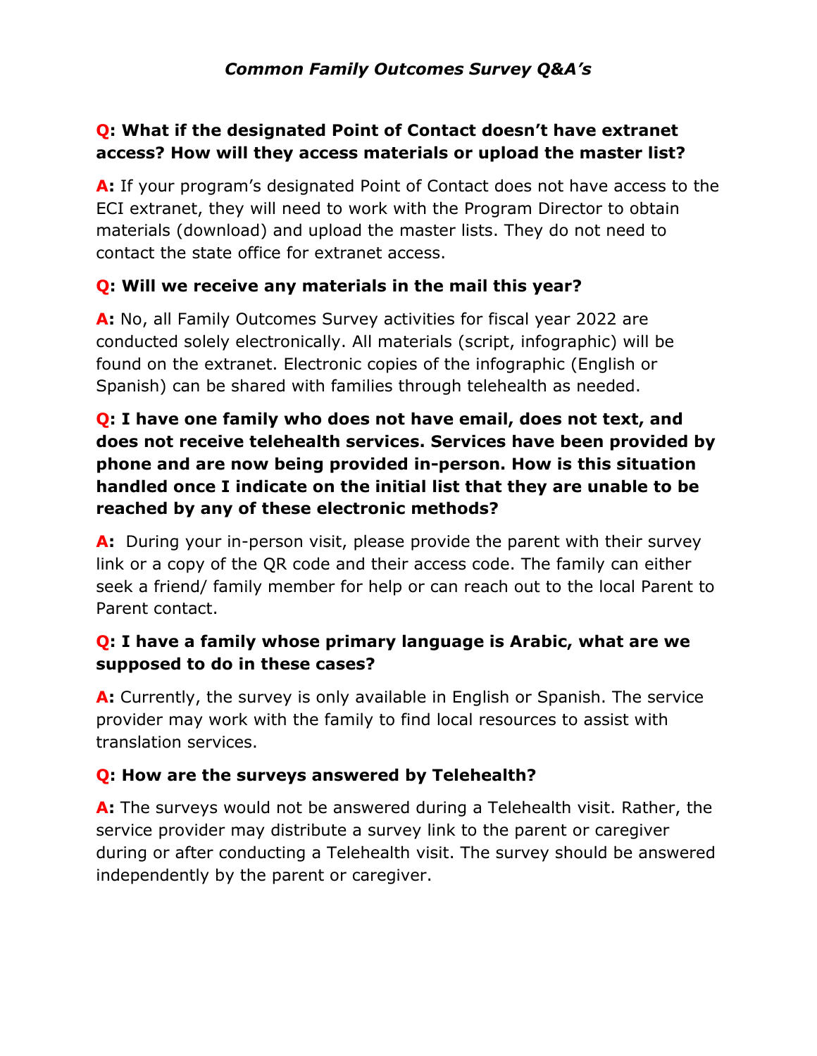## *Common Family Outcomes Survey Q&A's*

**Q: What if the designated Point of Contact doesn't have extranet access? How will they access materials or upload the master list?**

**A:** If your program's designated Point of Contact does not have access to the ECI extranet, they will need to work with the Program Director to obtain materials (download) and upload the master lists. They do not need to contact the state office for extranet access.

**Q: Will we receive any materials in the mail this year?**

**A:** No, all Family Outcomes Survey activities for fiscal year 2022 are conducted solely electronically. All materials (script, infographic) will be found on the extranet. Electronic copies of the infographic (English or Spanish) can be shared with families through telehealth as needed.

**Q: I have one family who does not have email, does not text, and does not receive telehealth services. Services have been provided by phone and are now being provided in-person. How is this situation handled once I indicate on the initial list that they are unable to be reached by any of these electronic methods?**

**A:** During your in-person visit, please provide the parent with their survey link or a copy of the QR code and their access code. The family can either seek a friend/ family member for help or can reach out to the local Parent to Parent contact.

**Q: I have a family whose primary language is Arabic, what are we supposed to do in these cases?**

**A:** Currently, the survey is only available in English or Spanish. The service provider may work with the family to find local resources to assist with translation services.

**Q: How are the surveys answered by Telehealth?**

**A:** The surveys would not be answered during a Telehealth visit. Rather, the service provider may distribute a survey link to the parent or caregiver during or after conducting a Telehealth visit. The survey should be answered independently by the parent or caregiver.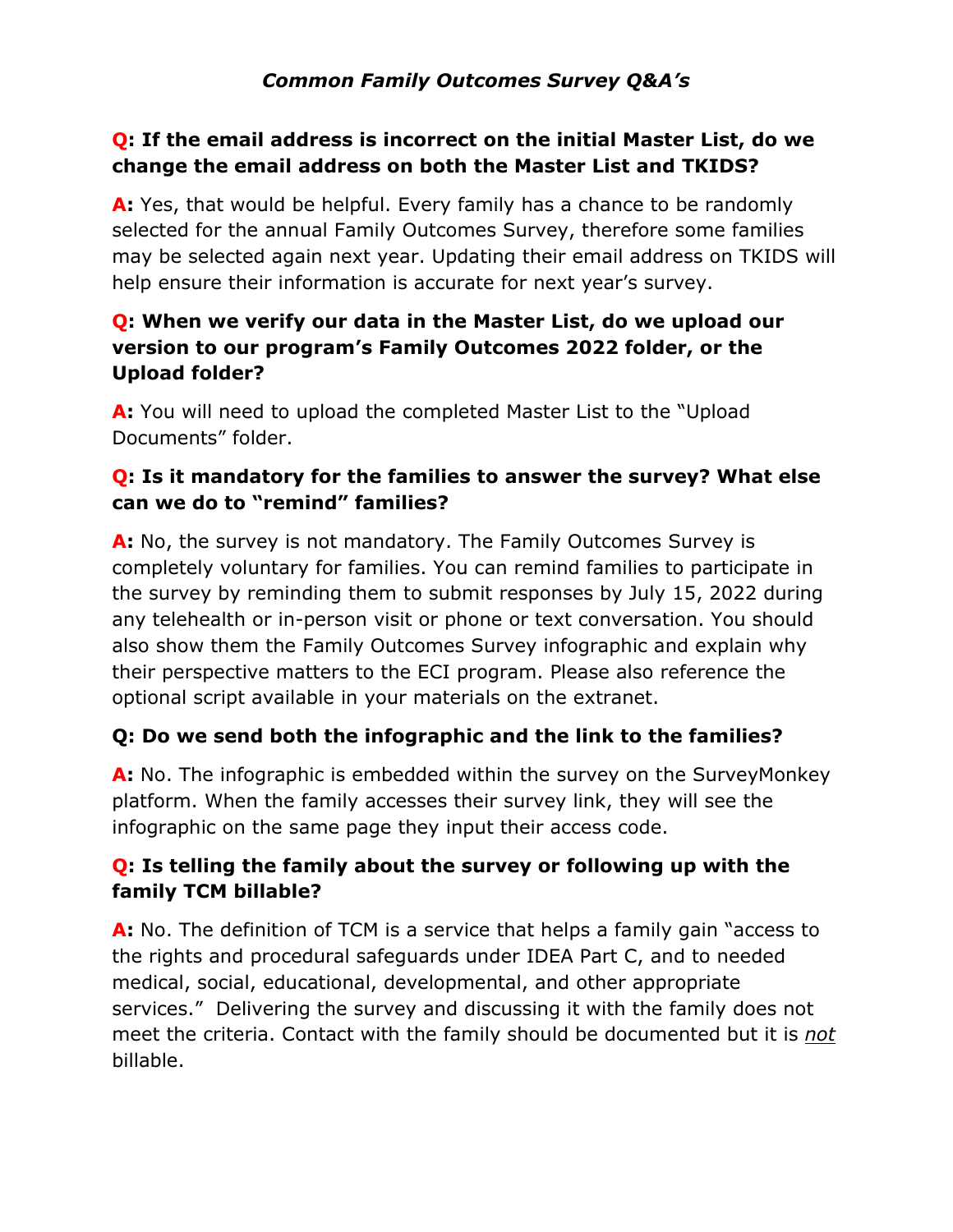## *Common Family Outcomes Survey Q&A's*

**Q: If the email address is incorrect on the initial Master List, do we change the email address on both the Master List and TKIDS?**

**A:** Yes, that would be helpful. Every family has a chance to be randomly selected for the annual Family Outcomes Survey, therefore some families may be selected again next year. Updating their email address on TKIDS will help ensure their information is accurate for next year's survey.

**Q: When we verify our data in the Master List, do we upload our version to our program's Family Outcomes 2022 folder, or the Upload folder?**

**A:** You will need to upload the completed Master List to the "Upload Documents" folder.

**Q: Is it mandatory for the families to answer the survey? What else can we do to "remind" families?**

**A:** No, the survey is not mandatory. The Family Outcomes Survey is completely voluntary for families. You can remind families to participate in the survey by reminding them to submit responses by July 15, 2022 during any telehealth or in-person visit or phone or text conversation. You should also show them the Family Outcomes Survey infographic and explain why their perspective matters to the ECI program. Please also reference the optional script available in your materials on the extranet.

**Q: Do we send both the infographic and the link to the families?**

**A:** No. The infographic is embedded within the survey on the SurveyMonkey platform. When the family accesses their survey link, they will see the infographic on the same page they input their access code.

**Q: Is telling the family about the survey or following up with the family TCM billable?**

**A:** No. The definition of TCM is a service that helps a family gain "access to the rights and procedural safeguards under IDEA Part C, and to needed medical, social, educational, developmental, and other appropriate services." Delivering the survey and discussing it with the family does not meet the criteria. Contact with the family should be documented but it is *not* billable.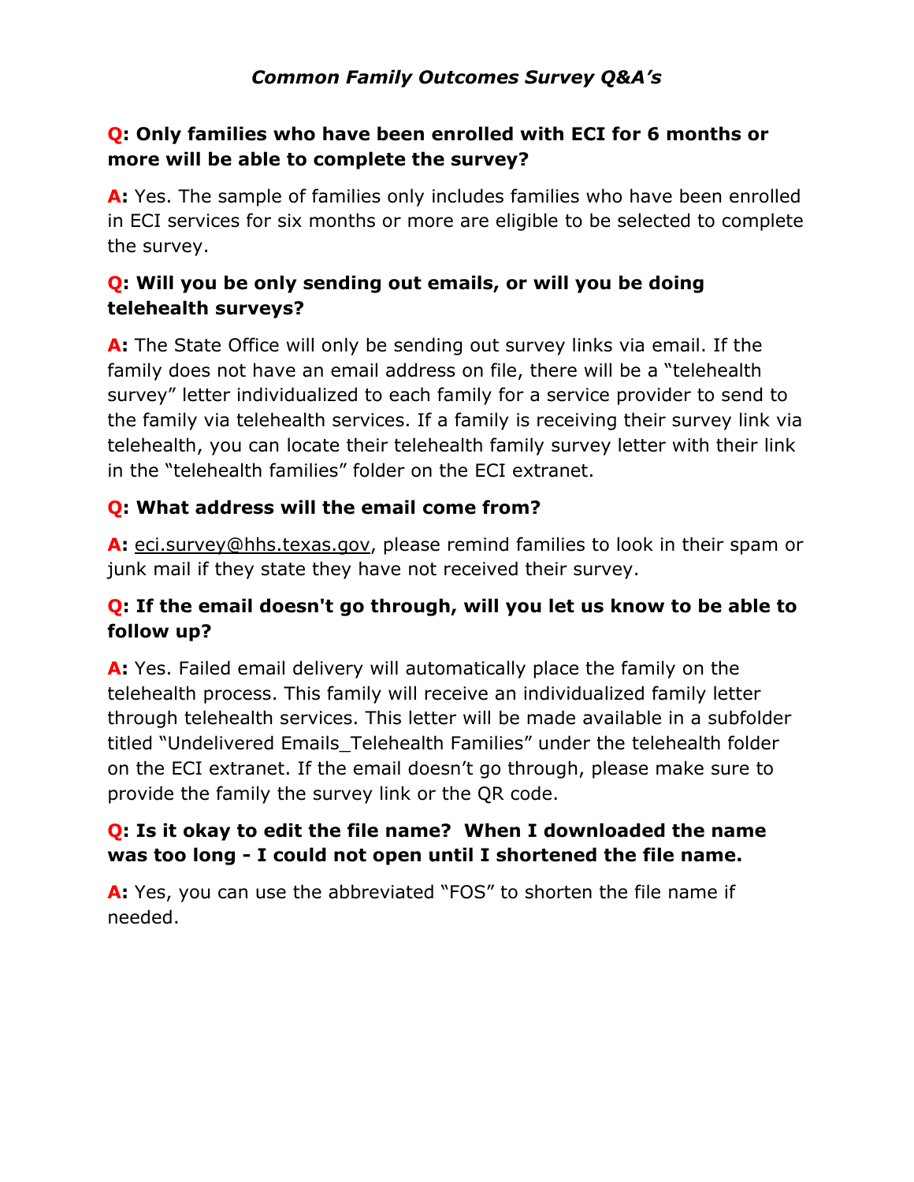## *Common Family Outcomes Survey Q&A's*

**Q: Only families who have been enrolled with ECI for 6 months or more will be able to complete the survey?**

**A:** Yes. The sample of families only includes families who have been enrolled in ECI services for six months or more are eligible to be selected to complete the survey.

**Q: Will you be only sending out emails, or will you be doing telehealth surveys?**

**A:** The State Office will only be sending out survey links via email. If the family does not have an email address on file, there will be a "telehealth survey" letter individualized to each family for a service provider to send to the family via telehealth services. If a family is receiving their survey link via telehealth, you can locate their telehealth family survey letter with their link in the "telehealth families" folder on the ECI extranet.

**Q: What address will the email come from?**

**A:** eci.survey@hhs.texas.gov, please remind families to look in their spam or junk mail if they state they have not received their survey.

**Q: If the email doesn't go through, will you let us know to be able to follow up?**

**A:** Yes. Failed email delivery will automatically place the family on the telehealth process. This family will receive an individualized family letter through telehealth services. This letter will be made available in a subfolder titled "Undelivered Emails_Telehealth Families" under the telehealth folder on the ECI extranet. If the email doesn't go through, please make sure to provide the family the survey link or the QR code.

**Q: Is it okay to edit the file name? When I downloaded the name was too long - I could not open until I shortened the file name.**

**A:** Yes, you can use the abbreviated "FOS" to shorten the file name if needed.